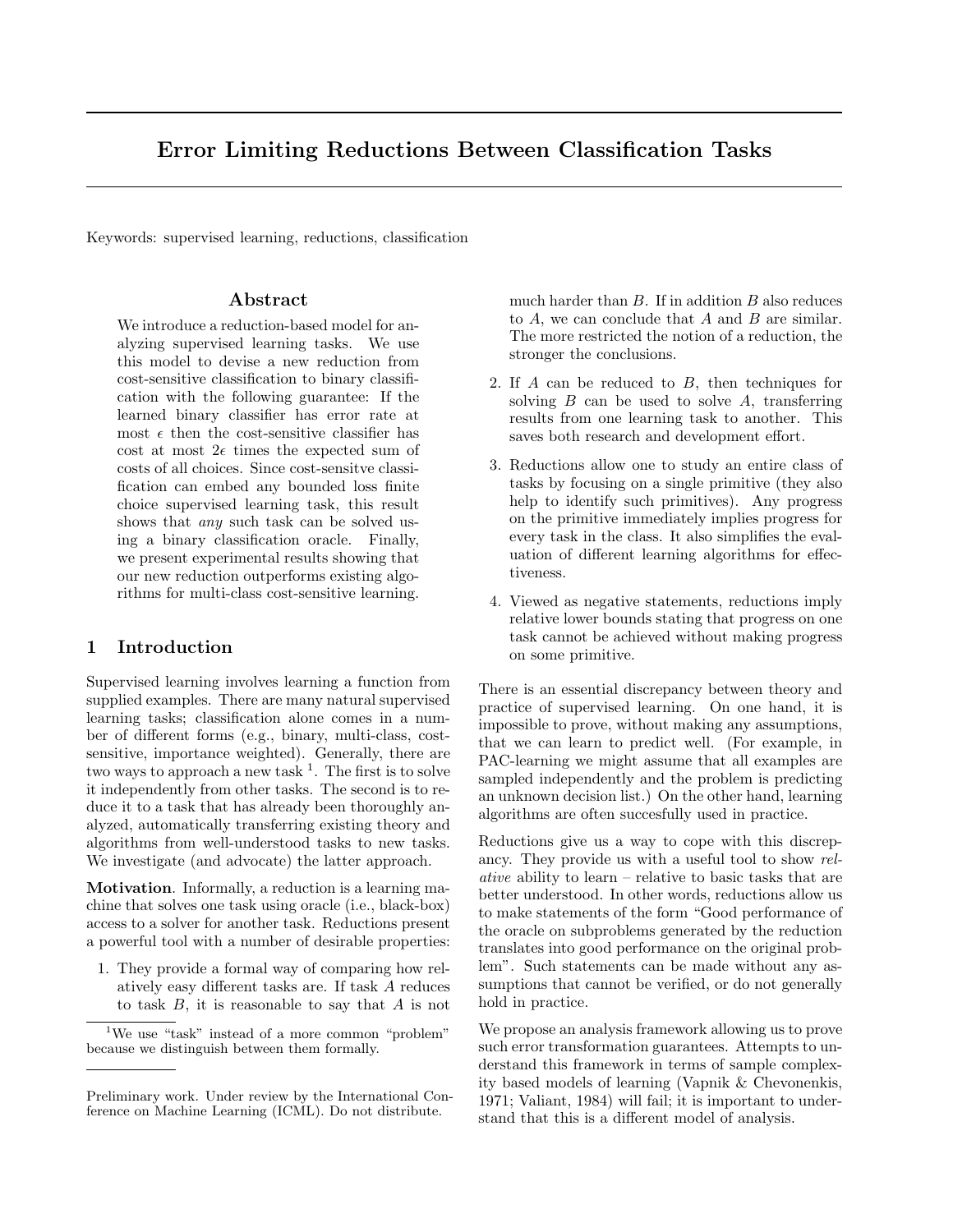# Error Limiting Reductions Between Classification Tasks

Keywords: supervised learning, reductions, classification

## Abstract

We introduce a reduction-based model for analyzing supervised learning tasks. We use this model to devise a new reduction from cost-sensitive classification to binary classification with the following guarantee: If the learned binary classifier has error rate at most $\epsilon$ then the cost-sensitive classifier has cost at most $2\epsilon$ times the expected sum of costs of all choices. Since cost-sensitve classification can embed any bounded loss finite choice supervised learning task, this result shows that *any* such task can be solved using a binary classification oracle. Finally, we present experimental results showing that our new reduction outperforms existing algorithms for multi-class cost-sensitive learning.

## 1 Introduction

Supervised learning involves learning a function from supplied examples. There are many natural supervised learning tasks; classification alone comes in a number of different forms (e.g., binary, multi-class, cost-sensitive, importance weighted). Generally, there are two ways to approach a new task [1]. The first is to solve it independently from other tasks. The second is to reduce it to a task that has already been thoroughly analyzed, automatically transferring existing theory and algorithms from well-understood tasks to new tasks. We investigate (and advocate) the latter approach.

**Motivation**. Informally, a reduction is a learning machine that solves one task using oracle (i.e., black-box) access to a solver for another task. Reductions present a powerful tool with a number of desirable properties:

1. They provide a formal way of comparing how relatively easy different tasks are. If task $A$ reduces to task $B$, it is reasonable to say that $A$ is not much harder than $B$. If in addition $B$ also reduces to $A$, we can conclude that $A$ and $B$ are similar. The more restricted the notion of a reduction, the stronger the conclusions.
2. If $A$ can be reduced to $B$, then techniques for solving $B$ can be used to solve $A$, transferring results from one learning task to another. This saves both research and development effort.
3. Reductions allow one to study an entire class of tasks by focusing on a single primitive (they also help to identify such primitives). Any progress on the primitive immediately implies progress for every task in the class. It also simplifies the evaluation of different learning algorithms for effectiveness.
4. Viewed as negative statements, reductions imply relative lower bounds stating that progress on one task cannot be achieved without making progress on some primitive.

There is an essential discrepancy between theory and practice of supervised learning. On one hand, it is impossible to prove, without making any assumptions, that we can learn to predict well. (For example, in PAC-learning we might assume that all examples are sampled independently and the problem is predicting an unknown decision list.) On the other hand, learning algorithms are often succesfully used in practice.

Reductions give us a way to cope with this discrepancy. They provide us with a useful tool to show *relative* ability to learn – relative to basic tasks that are better understood. In other words, reductions allow us to make statements of the form "Good performance of the oracle on subproblems generated by the reduction translates into good performance on the original problem". Such statements can be made without any assumptions that cannot be verified, or do not generally hold in practice.

We propose an analysis framework allowing us to prove such error transformation guarantees. Attempts to understand this framework in terms of sample complexity based models of learning (Vapnik & Chevonenkis, 1971; Valiant, 1984) will fail; it is important to understand that this is a different model of analysis.

[1] We use "task" instead of a more common "problem" because we distinguish between them formally.

Preliminary work. Under review by the International Conference on Machine Learning (ICML). Do not distribute.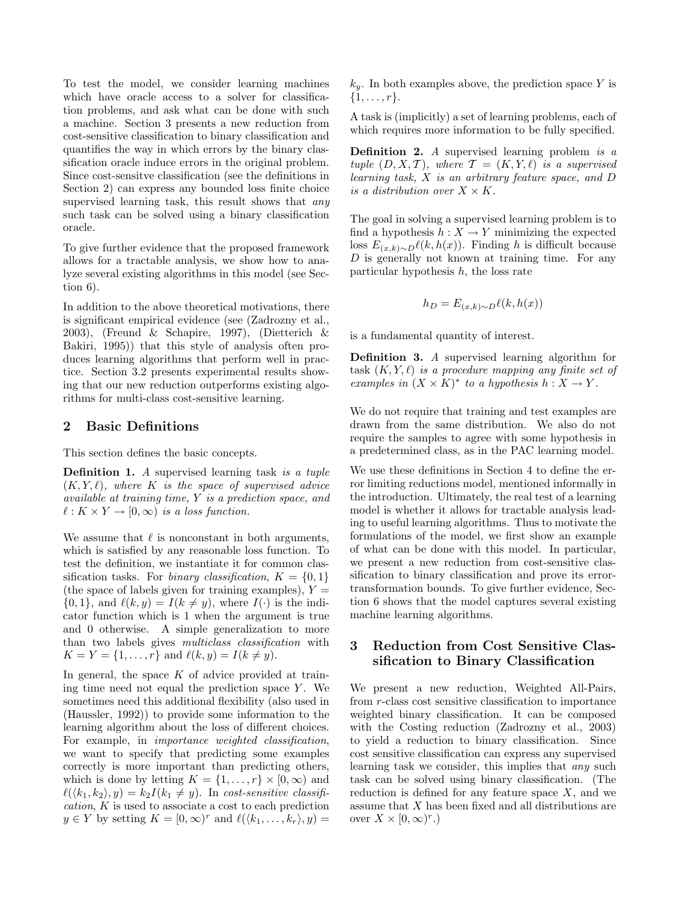To test the model, we consider learning machines which have oracle access to a solver for classification problems, and ask what can be done with such a machine. Section 3 presents a new reduction from cost-sensitive classification to binary classification and quantifies the way in which errors by the binary classification oracle induce errors in the original problem. Since cost-sensitve classification (see the definitions in Section 2) can express any bounded loss finite choice supervised learning task, this result shows that *any* such task can be solved using a binary classification oracle.

To give further evidence that the proposed framework allows for a tractable analysis, we show how to analyze several existing algorithms in this model (see Section 6).

In addition to the above theoretical motivations, there is significant empirical evidence (see (Zadrozny et al., 2003), (Freund & Schapire, 1997), (Dietterich & Bakiri, 1995)) that this style of analysis often produces learning algorithms that perform well in practice. Section 3.2 presents experimental results showing that our new reduction outperforms existing algorithms for multi-class cost-sensitive learning.

## 2 Basic Definitions

This section defines the basic concepts.

**Definition 1.** *A* supervised learning task *is a tuple* $(K, Y, \ell)$*, where* $K$ *is the space of supervised advice available at training time,* $Y$ *is a prediction space, and* $\ell : K \times Y \to [0, \infty)$ *is a loss function.*

We assume that $\ell$ is nonconstant in both arguments, which is satisfied by any reasonable loss function. To test the definition, we instantiate it for common classification tasks. For *binary classification*, $K = \{0, 1\}$ (the space of labels given for training examples), $Y = \{0, 1\}$, and $\ell(k, y) = I(k \neq y)$, where $I(\cdot)$ is the indicator function which is 1 when the argument is true and 0 otherwise. A simple generalization to more than two labels gives *multiclass classification* with $K = Y = \{1, \ldots, r\}$ and $\ell(k, y) = I(k \neq y)$.

In general, the space $K$ of advice provided at training time need not equal the prediction space $Y$. We sometimes need this additional flexibility (also used in (Haussler, 1992)) to provide some information to the learning algorithm about the loss of different choices. For example, in *importance weighted classification*, we want to specify that predicting some examples correctly is more important than predicting others, which is done by letting $K = \{1, \ldots, r\} \times [0, \infty)$ and $\ell(\langle k_1, k_2 \rangle, y) = k_2 I(k_1 \neq y)$. In *cost-sensitive classification*, $K$ is used to associate a cost to each prediction $y \in Y$ by setting $K = [0, \infty)^r$ and $\ell(\langle k_1, \ldots, k_r \rangle, y) = k_y$. In both examples above, the prediction space $Y$ is $\{1, \ldots, r\}$.

A task is (implicitly) a set of learning problems, each of which requires more information to be fully specified.

**Definition 2.** *A* supervised learning problem *is a tuple* $(D, X, \mathcal{T})$*, where* $\mathcal{T} = (K, Y, \ell)$ *is a supervised learning task,* $X$ *is an arbitrary feature space, and* $D$ *is a distribution over* $X \times K$*.*

The goal in solving a supervised learning problem is to find a hypothesis $h : X \to Y$ minimizing the expected loss $E_{(x,k) \sim D} \ell(k, h(x))$. Finding $h$ is difficult because $D$ is generally not known at training time. For any particular hypothesis $h$, the loss rate

$$h_D = E_{(x,k) \sim D} \ell(k, h(x))$$

is a fundamental quantity of interest.

**Definition 3.** *A* supervised learning algorithm *for task* $(K, Y, \ell)$ *is a procedure mapping any finite set of examples in* $(X \times K)^*$ *to a hypothesis* $h : X \to Y$*.*

We do not require that training and test examples are drawn from the same distribution. We also do not require the samples to agree with some hypothesis in a predetermined class, as in the PAC learning model.

We use these definitions in Section 4 to define the error limiting reductions model, mentioned informally in the introduction. Ultimately, the real test of a learning model is whether it allows for tractable analysis leading to useful learning algorithms. Thus to motivate the formulations of the model, we first show an example of what can be done with this model. In particular, we present a new reduction from cost-sensitive classification to binary classification and prove its error-transformation bounds. To give further evidence, Section 6 shows that the model captures several existing machine learning algorithms.

## 3 Reduction from Cost Sensitive Classification to Binary Classification

We present a new reduction, Weighted All-Pairs, from $r$-class cost sensitive classification to importance weighted binary classification. It can be composed with the Costing reduction (Zadrozny et al., 2003) to yield a reduction to binary classification. Since cost sensitive classification can express any supervised learning task we consider, this implies that *any* such task can be solved using binary classification. (The reduction is defined for any feature space $X$, and we assume that $X$ has been fixed and all distributions are over $X \times [0, \infty)^r$.)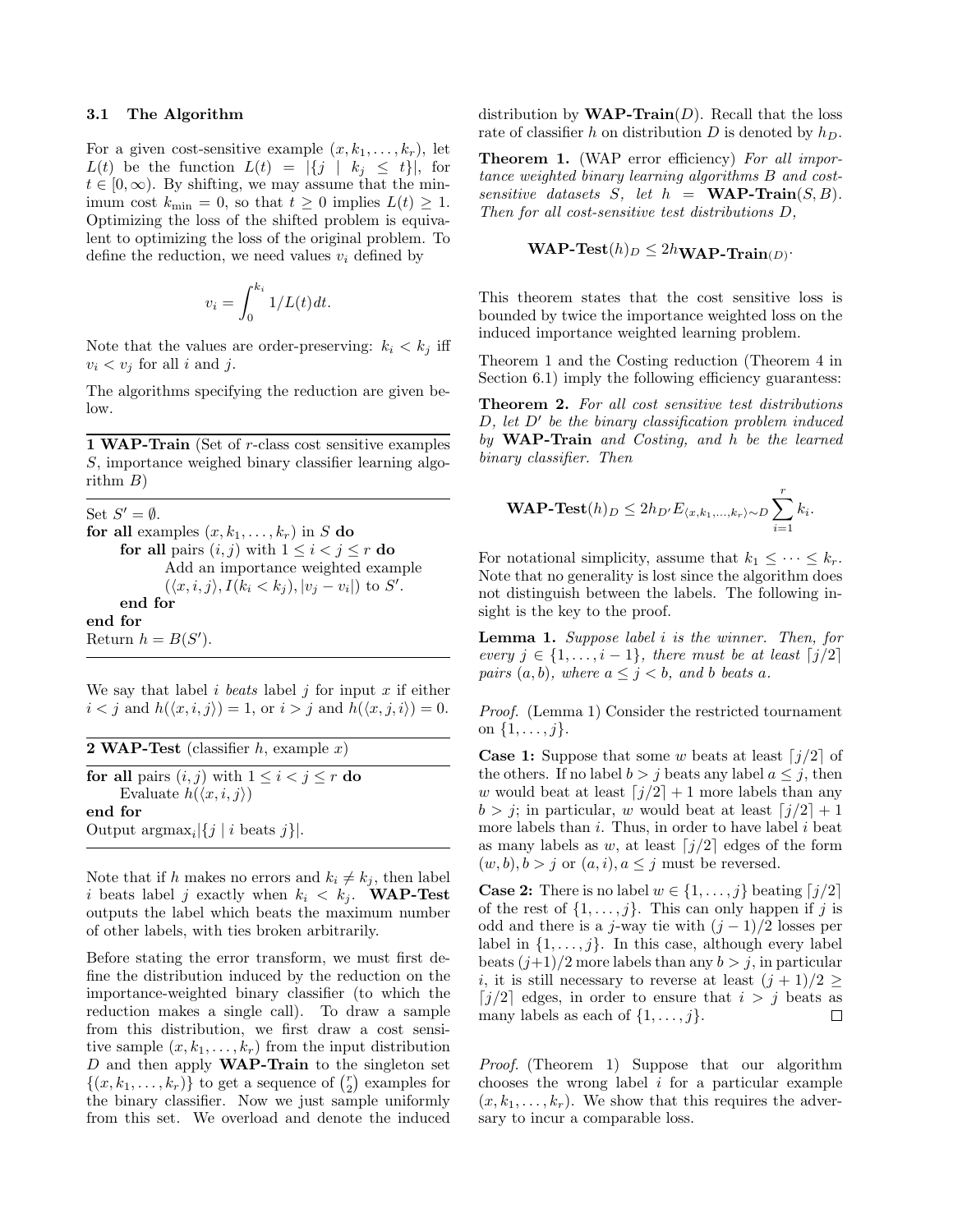### 3.1 The Algorithm

For a given cost-sensitive example $(x, k_1, \ldots, k_r)$, let $L(t)$ be the function $L(t) = |\{j \mid k_j \leq t\}|$, for $t \in [0, \infty)$. By shifting, we may assume that the minimum cost $k_{\min} = 0$, so that $t \geq 0$ implies $L(t) \geq 1$. Optimizing the loss of the shifted problem is equivalent to optimizing the loss of the original problem. To define the reduction, we need values $v_i$ defined by

$$v_i = \int_0^{k_i} 1/L(t)dt.$$

Note that the values are order-preserving: $k_i < k_j$ iff $v_i < v_j$ for all $i$ and $j$.

The algorithms specifying the reduction are given below.

**1 WAP-Train** (Set of $r$-class cost sensitive examples $S$, importance weighed binary classifier learning algorithm $B$)

```
Set S' = ∅.
for all examples (x, k_1, ..., k_r) in S do
    for all pairs (i, j) with 1 ≤ i < j ≤ r do
        Add an importance weighted example
        (⟨x, i, j⟩, I(k_i < k_j), |v_j − v_i|) to S'.
    end for
end for
Return h = B(S').
```

We say that label $i$ *beats* label $j$ for input $x$ if either $i < j$ and $h(\langle x, i, j \rangle) = 1$, or $i > j$ and $h(\langle x, j, i \rangle) = 0$.

**2 WAP-Test** (classifier $h$, example $x$)

```
for all pairs (i, j) with 1 ≤ i < j ≤ r do
    Evaluate h(⟨x, i, j⟩)
end for
Output argmax_i |{j | i beats j}|.
```

Note that if $h$ makes no errors and $k_i \neq k_j$, then label $i$ beats label $j$ exactly when $k_i < k_j$. **WAP-Test** outputs the label which beats the maximum number of other labels, with ties broken arbitrarily.

Before stating the error transform, we must first define the distribution induced by the reduction on the importance-weighted binary classifier (to which the reduction makes a single call). To draw a sample from this distribution, we first draw a cost sensitive sample $(x, k_1, \ldots, k_r)$ from the input distribution $D$ and then apply **WAP-Train** to the singleton set $\{(x, k_1, \ldots, k_r)\}$ to get a sequence of $\binom{r}{2}$ examples for the binary classifier. Now we just sample uniformly from this set. We overload and denote the induced distribution by **WAP-Train**$(D)$. Recall that the loss rate of classifier $h$ on distribution $D$ is denoted by $h_D$.

**Theorem 1.** (WAP error efficiency) *For all importance weighted binary learning algorithms $B$ and cost-sensitive datasets $S$, let $h =$ **WAP-Train**$(S, B)$. Then for all cost-sensitive test distributions $D$,*

$$\textbf{WAP-Test}(h)_D \leq 2h_{\textbf{WAP-Train}(D)}.$$

This theorem states that the cost sensitive loss is bounded by twice the importance weighted loss on the induced importance weighted learning problem.

Theorem 1 and the Costing reduction (Theorem 4 in Section 6.1) imply the following efficiency guarantess:

**Theorem 2.** *For all cost sensitive test distributions $D$, let $D'$ be the binary classification problem induced by* **WAP-Train** *and Costing, and $h$ be the learned binary classifier. Then*

$$\textbf{WAP-Test}(h)_D \leq 2h_{D'} E_{\langle x, k_1, \ldots, k_r \rangle \sim D} \sum_{i=1}^{r} k_i.$$

For notational simplicity, assume that $k_1 \leq \cdots \leq k_r$. Note that no generality is lost since the algorithm does not distinguish between the labels. The following insight is the key to the proof.

**Lemma 1.** *Suppose label $i$ is the winner. Then, for every $j \in \{1, \ldots, i-1\}$, there must be at least $\lceil j/2 \rceil$ pairs $(a, b)$, where $a \leq j < b$, and $b$ beats $a$.*

*Proof.* (Lemma 1) Consider the restricted tournament on $\{1, \ldots, j\}$.

**Case 1:** Suppose that some $w$ beats at least $\lceil j/2 \rceil$ of the others. If no label $b > j$ beats any label $a \leq j$, then $w$ would beat at least $\lceil j/2 \rceil + 1$ more labels than any $b > j$; in particular, $w$ would beat at least $\lceil j/2 \rceil + 1$ more labels than $i$. Thus, in order to have label $i$ beat as many labels as $w$, at least $\lceil j/2 \rceil$ edges of the form $(w, b), b > j$ or $(a, i), a \leq j$ must be reversed.

**Case 2:** There is no label $w \in \{1, \ldots, j\}$ beating $\lceil j/2 \rceil$ of the rest of $\{1, \ldots, j\}$. This can only happen if $j$ is odd and there is a $j$-way tie with $(j-1)/2$ losses per label in $\{1, \ldots, j\}$. In this case, although every label beats $(j+1)/2$ more labels than any $b > j$, in particular $i$, it is still necessary to reverse at least $(j+1)/2 \geq \lceil j/2 \rceil$ edges, in order to ensure that $i > j$ beats as many labels as each of $\{1, \ldots, j\}$. □

*Proof.* (Theorem 1) Suppose that our algorithm chooses the wrong label $i$ for a particular example $(x, k_1, \ldots, k_r)$. We show that this requires the adversary to incur a comparable loss.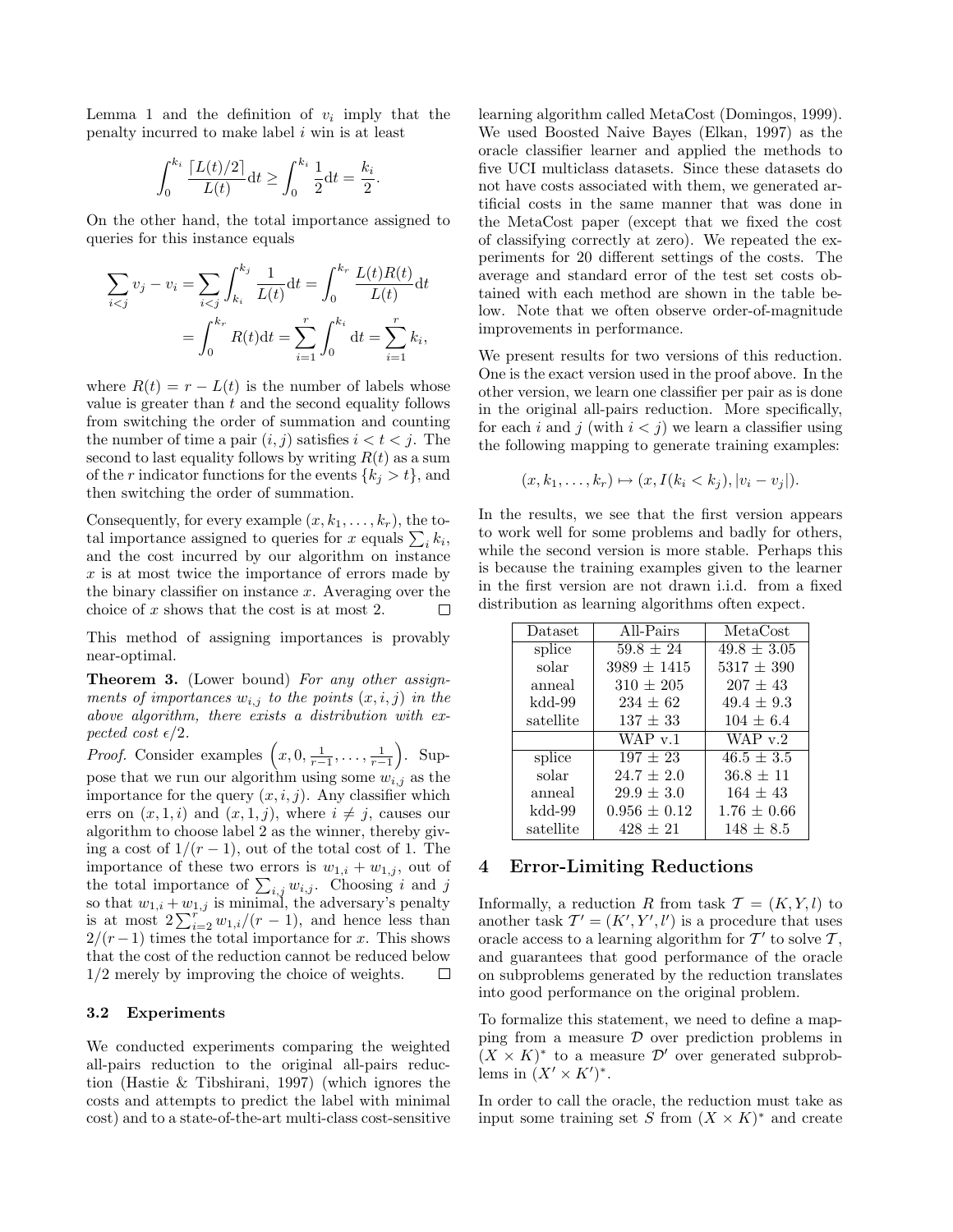Lemma 1 and the definition of $v_i$ imply that the penalty incurred to make label $i$ win is at least

$$\int_0^{k_i} \frac{\lceil L(t)/2 \rceil}{L(t)} \mathrm{d}t \geq \int_0^{k_i} \frac{1}{2} \mathrm{d}t = \frac{k_i}{2}.$$

On the other hand, the total importance assigned to queries for this instance equals

$$\begin{aligned}\sum_{i<j} v_j - v_i &= \sum_{i<j} \int_{k_i}^{k_j} \frac{1}{L(t)} \mathrm{d}t = \int_0^{k_r} \frac{L(t)R(t)}{L(t)} \mathrm{d}t \\ &= \int_0^{k_r} R(t) \mathrm{d}t = \sum_{i=1}^{r} \int_0^{k_i} \mathrm{d}t = \sum_{i=1}^{r} k_i,\end{aligned}$$

where $R(t) = r - L(t)$ is the number of labels whose value is greater than $t$ and the second equality follows from switching the order of summation and counting the number of time a pair $(i, j)$ satisfies $i < t < j$. The second to last equality follows by writing $R(t)$ as a sum of the $r$ indicator functions for the events $\{k_j > t\}$, and then switching the order of summation.

Consequently, for every example $(x, k_1, \ldots, k_r)$, the total importance assigned to queries for $x$ equals $\sum_i k_i$, and the cost incurred by our algorithm on instance $x$ is at most twice the importance of errors made by the binary classifier on instance $x$. Averaging over the choice of $x$ shows that the cost is at most 2. □

This method of assigning importances is provably near-optimal.

**Theorem 3.** (Lower bound) *For any other assignments of importances $w_{i,j}$ to the points $(x, i, j)$ in the above algorithm, there exists a distribution with expected cost $\epsilon/2$.*

*Proof.* Consider examples $\left(x, 0, \frac{1}{r-1}, \ldots, \frac{1}{r-1}\right)$. Suppose that we run our algorithm using some $w_{i,j}$ as the importance for the query $(x, i, j)$. Any classifier which errs on $(x, 1, i)$ and $(x, 1, j)$, where $i \neq j$, causes our algorithm to choose label 2 as the winner, thereby giving a cost of $1/(r-1)$, out of the total cost of 1. The importance of these two errors is $w_{1,i} + w_{1,j}$, out of the total importance of $\sum_{i,j} w_{i,j}$. Choosing $i$ and $j$ so that $w_{1,i} + w_{1,j}$ is minimal, the adversary's penalty is at most $2 \sum_{i=2}^{r} w_{1,i}/(r-1)$, and hence less than $2/(r-1)$ times the total importance for $x$. This shows that the cost of the reduction cannot be reduced below $1/2$ merely by improving the choice of weights. □

### 3.2 Experiments

We conducted experiments comparing the weighted all-pairs reduction to the original all-pairs reduction (Hastie & Tibshirani, 1997) (which ignores the costs and attempts to predict the label with minimal cost) and to a state-of-the-art multi-class cost-sensitive learning algorithm called MetaCost (Domingos, 1999). We used Boosted Naive Bayes (Elkan, 1997) as the oracle classifier learner and applied the methods to five UCI multiclass datasets. Since these datasets do not have costs associated with them, we generated artificial costs in the same manner that was done in the MetaCost paper (except that we fixed the cost of classifying correctly at zero). We repeated the experiments for 20 different settings of the costs. The average and standard error of the test set costs obtained with each method are shown in the table below. Note that we often observe order-of-magnitude improvements in performance.

We present results for two versions of this reduction. One is the exact version used in the proof above. In the other version, we learn one classifier per pair as is done in the original all-pairs reduction. More specifically, for each $i$ and $j$ (with $i < j$) we learn a classifier using the following mapping to generate training examples:

$$(x, k_1, \ldots, k_r) \mapsto (x, I(k_i < k_j), |v_i - v_j|).$$

In the results, we see that the first version appears to work well for some problems and badly for others, while the second version is more stable. Perhaps this is because the training examples given to the learner in the first version are not drawn i.i.d. from a fixed distribution as learning algorithms often expect.

| Dataset | All-Pairs | MetaCost |
|---|---|---|
| splice | 59.8 ± 24 | 49.8 ± 3.05 |
| solar | 3989 ± 1415 | 5317 ± 390 |
| anneal | 310 ± 205 | 207 ± 43 |
| kdd-99 | 234 ± 62 | 49.4 ± 9.3 |
| satellite | 137 ± 33 | 104 ± 6.4 |
| | WAP v.1 | WAP v.2 |
| splice | 197 ± 23 | 46.5 ± 3.5 |
| solar | 24.7 ± 2.0 | 36.8 ± 11 |
| anneal | 29.9 ± 3.0 | 164 ± 43 |
| kdd-99 | 0.956 ± 0.12 | 1.76 ± 0.66 |
| satellite | 428 ± 21 | 148 ± 8.5 |

## 4 Error-Limiting Reductions

Informally, a reduction $R$ from task $\mathcal{T} = (K, Y, l)$ to another task $\mathcal{T}' = (K', Y', l')$ is a procedure that uses oracle access to a learning algorithm for $\mathcal{T}'$ to solve $\mathcal{T}$, and guarantees that good performance of the oracle on subproblems generated by the reduction translates into good performance on the original problem.

To formalize this statement, we need to define a mapping from a measure $\mathcal{D}$ over prediction problems in $(X \times K)^*$ to a measure $\mathcal{D}'$ over generated subproblems in $(X' \times K')^*$.

In order to call the oracle, the reduction must take as input some training set $S$ from $(X \times K)^*$ and create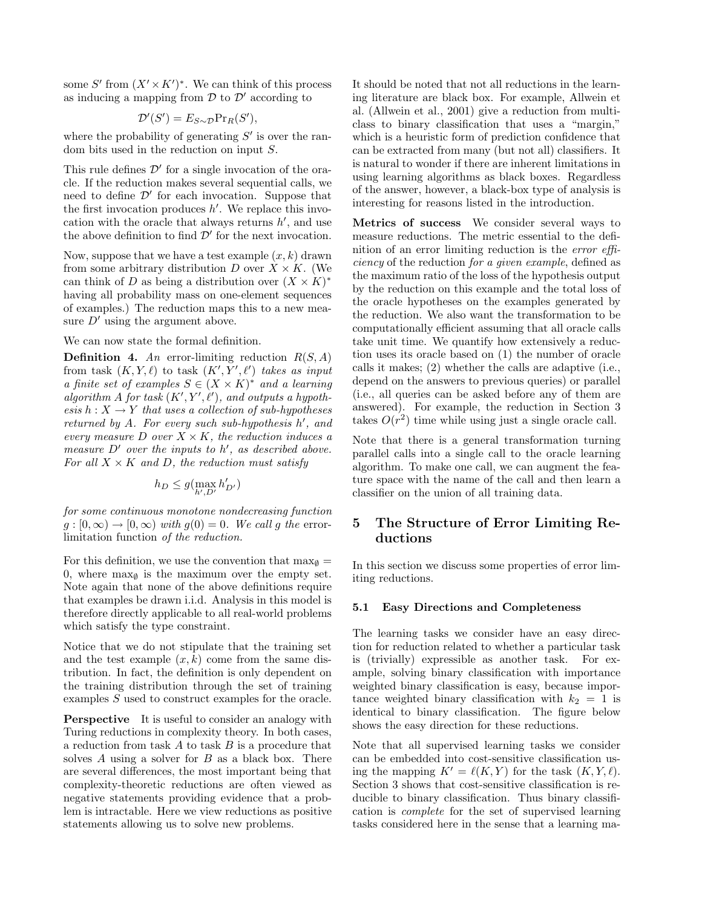some $S'$ from $(X' \times K')^*$. We can think of this process as inducing a mapping from $\mathcal{D}$ to $\mathcal{D}'$ according to

$$\mathcal{D}'(S') = E_{S \sim \mathcal{D}} \Pr_R(S'),$$

where the probability of generating $S'$ is over the random bits used in the reduction on input $S$.

This rule defines $\mathcal{D}'$ for a single invocation of the oracle. If the reduction makes several sequential calls, we need to define $\mathcal{D}'$ for each invocation. Suppose that the first invocation produces $h'$. We replace this invocation with the oracle that always returns $h'$, and use the above definition to find $\mathcal{D}'$ for the next invocation.

Now, suppose that we have a test example $(x, k)$ drawn from some arbitrary distribution $D$ over $X \times K$. (We can think of $D$ as being a distribution over $(X \times K)^*$ having all probability mass on one-element sequences of examples.) The reduction maps this to a new measure $D'$ using the argument above.

We can now state the formal definition.

**Definition 4.** *An* error-limiting reduction $R(S, A)$ *from task* $(K, Y, \ell)$ *to task* $(K', Y', \ell')$ *takes as input a finite set of examples* $S \in (X \times K)^*$ *and a learning algorithm* $A$ *for task* $(K', Y', \ell')$*, and outputs a hypothesis* $h : X \to Y$ *that uses a collection of sub-hypotheses returned by* $A$*. For every such sub-hypothesis* $h'$*, and every measure* $D$ *over* $X \times K$*, the reduction induces a measure* $D'$ *over the inputs to* $h'$*, as described above. For all* $X \times K$ *and* $D$*, the reduction must satisfy*

$$h_D \leq g(\max_{h', D'} h'_{D'})$$

*for some continuous monotone nondecreasing function* $g : [0, \infty) \to [0, \infty)$ *with* $g(0) = 0$*. We call* $g$ *the* error-limitation function *of the reduction.*

For this definition, we use the convention that $\max_\emptyset = 0$, where $\max_\emptyset$ is the maximum over the empty set. Note again that none of the above definitions require that examples be drawn i.i.d. Analysis in this model is therefore directly applicable to all real-world problems which satisfy the type constraint.

Notice that we do not stipulate that the training set and the test example $(x, k)$ come from the same distribution. In fact, the definition is only dependent on the training distribution through the set of training examples $S$ used to construct examples for the oracle.

**Perspective** It is useful to consider an analogy with Turing reductions in complexity theory. In both cases, a reduction from task $A$ to task $B$ is a procedure that solves $A$ using a solver for $B$ as a black box. There are several differences, the most important being that complexity-theoretic reductions are often viewed as negative statements providing evidence that a problem is intractable. Here we view reductions as positive statements allowing us to solve new problems.

It should be noted that not all reductions in the learning literature are black box. For example, Allwein et al. (Allwein et al., 2001) give a reduction from multiclass to binary classification that uses a "margin," which is a heuristic form of prediction confidence that can be extracted from many (but not all) classifiers. It is natural to wonder if there are inherent limitations in using learning algorithms as black boxes. Regardless of the answer, however, a black-box type of analysis is interesting for reasons listed in the introduction.

**Metrics of success** We consider several ways to measure reductions. The metric essential to the definition of an error limiting reduction is the *error efficiency* of the reduction *for a given example*, defined as the maximum ratio of the loss of the hypothesis output by the reduction on this example and the total loss of the oracle hypotheses on the examples generated by the reduction. We also want the transformation to be computationally efficient assuming that all oracle calls take unit time. We quantify how extensively a reduction uses its oracle based on (1) the number of oracle calls it makes; (2) whether the calls are adaptive (i.e., depend on the answers to previous queries) or parallel (i.e., all queries can be asked before any of them are answered). For example, the reduction in Section 3 takes $O(r^2)$ time while using just a single oracle call.

Note that there is a general transformation turning parallel calls into a single call to the oracle learning algorithm. To make one call, we can augment the feature space with the name of the call and then learn a classifier on the union of all training data.

## 5 The Structure of Error Limiting Reductions

In this section we discuss some properties of error limiting reductions.

### 5.1 Easy Directions and Completeness

The learning tasks we consider have an easy direction for reduction related to whether a particular task is (trivially) expressible as another task. For example, solving binary classification with importance weighted binary classification is easy, because importance weighted binary classification with $k_2 = 1$ is identical to binary classification. The figure below shows the easy direction for these reductions.

Note that all supervised learning tasks we consider can be embedded into cost-sensitive classification using the mapping $K' = \ell(K, Y)$ for the task $(K, Y, \ell)$. Section 3 shows that cost-sensitive classification is reducible to binary classification. Thus binary classification is *complete* for the set of supervised learning tasks considered here in the sense that a learning ma-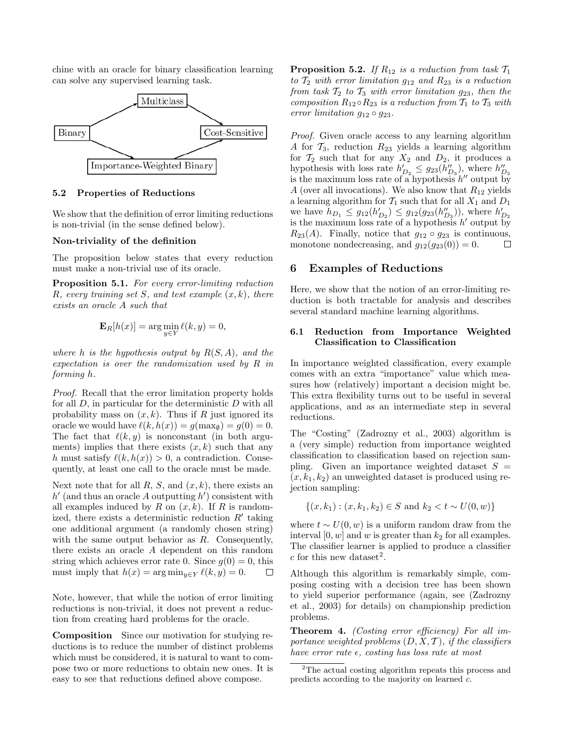chine with an oracle for binary classification learning can solve any supervised learning task.

### 5.2 Properties of Reductions

We show that the definition of error limiting reductions is non-trivial (in the sense defined below).

**Non-triviality of the definition**

The proposition below states that every reduction must make a non-trivial use of its oracle.

**Proposition 5.1.** *For every error-limiting reduction $R$, every training set $S$, and test example $(x, k)$, there exists an oracle $A$ such that*

$$\mathbf{E}_R[h(x)] = \arg\min_{y \in Y} \ell(k, y) = 0,$$

*where $h$ is the hypothesis output by $R(S, A)$, and the expectation is over the randomization used by $R$ in forming $h$.*

*Proof.* Recall that the error limitation property holds for all $D$, in particular for the deterministic $D$ with all probability mass on $(x, k)$. Thus if $R$ just ignored its oracle we would have $\ell(k, h(x)) = g(\max_\emptyset) = g(0) = 0$. The fact that $\ell(k, y)$ is nonconstant (in both arguments) implies that there exists $(x, k)$ such that any $h$ must satisfy $\ell(k, h(x)) > 0$, a contradiction. Consequently, at least one call to the oracle must be made.

Next note that for all $R$, $S$, and $(x, k)$, there exists an $h'$ (and thus an oracle $A$ outputting $h'$) consistent with all examples induced by $R$ on $(x, k)$. If $R$ is randomized, there exists a deterministic reduction $R'$ taking one additional argument (a randomly chosen string) with the same output behavior as $R$. Consequently, there exists an oracle $A$ dependent on this random string which achieves error rate 0. Since $g(0) = 0$, this must imply that $h(x) = \arg\min_{y \in Y} \ell(k, y) = 0$. □

Note, however, that while the notion of error limiting reductions is non-trivial, it does not prevent a reduction from creating hard problems for the oracle.

**Composition** Since our motivation for studying reductions is to reduce the number of distinct problems which must be considered, it is natural to want to compose two or more reductions to obtain new ones. It is easy to see that reductions defined above compose.

**Proposition 5.2.** *If $R_{12}$ is a reduction from task $\mathcal{T}_1$ to $\mathcal{T}_2$ with error limitation $g_{12}$ and $R_{23}$ is a reduction from task $\mathcal{T}_2$ to $\mathcal{T}_3$ with error limitation $g_{23}$, then the composition $R_{12} \circ R_{23}$ is a reduction from $\mathcal{T}_1$ to $\mathcal{T}_3$ with error limitation $g_{12} \circ g_{23}$.*

*Proof.* Given oracle access to any learning algorithm $A$ for $\mathcal{T}_3$, reduction $R_{23}$ yields a learning algorithm for $\mathcal{T}_2$ such that for any $X_2$ and $D_2$, it produces a hypothesis with loss rate $h'_{D_2} \le g_{23}(h''_{D_3})$, where $h''_{D_3}$ is the maximum loss rate of a hypothesis $h''$ output by $A$ (over all invocations). We also know that $R_{12}$ yields a learning algorithm for $\mathcal{T}_1$ such that for all $X_1$ and $D_1$ we have $h_{D_1} \le g_{12}(h'_{D_2}) \le g_{12}(g_{23}(h''_{D_3}))$, where $h'_{D_2}$ is the maximum loss rate of a hypothesis $h'$ output by $R_{23}(A)$. Finally, notice that $g_{12} \circ g_{23}$ is continuous, monotone nondecreasing, and $g_{12}(g_{23}(0)) = 0$. □

## 6 Examples of Reductions

Here, we show that the notion of an error-limiting reduction is both tractable for analysis and describes several standard machine learning algorithms.

### 6.1 Reduction from Importance Weighted Classification to Classification

In importance weighted classification, every example comes with an extra "importance" value which measures how (relatively) important a decision might be. This extra flexibility turns out to be useful in several applications, and as an intermediate step in several reductions.

The "Costing" (Zadrozny et al., 2003) algorithm is a (very simple) reduction from importance weighted classification to classification based on rejection sampling. Given an importance weighted dataset $S = (x, k_1, k_2)$ an unweighted dataset is produced using rejection sampling:

$$\{(x, k_1) : (x, k_1, k_2) \in S \text{ and } k_2 < t \sim U(0, w)\}$$

where $t \sim U(0, w)$ is a uniform random draw from the interval $[0, w]$ and $w$ is greater than $k_2$ for all examples. The classifier learner is applied to produce a classifier $c$ for this new dataset[2].

Although this algorithm is remarkably simple, composing costing with a decision tree has been shown to yield superior performance (again, see (Zadrozny et al., 2003) for details) on championship prediction problems.

**Theorem 4.** *(Costing error efficiency) For all importance weighted problems $(D, X, \mathcal{T})$, if the classifiers have error rate $\epsilon$, costing has loss rate at most*

[2] The actual costing algorithm repeats this process and predicts according to the majority on learned $c$.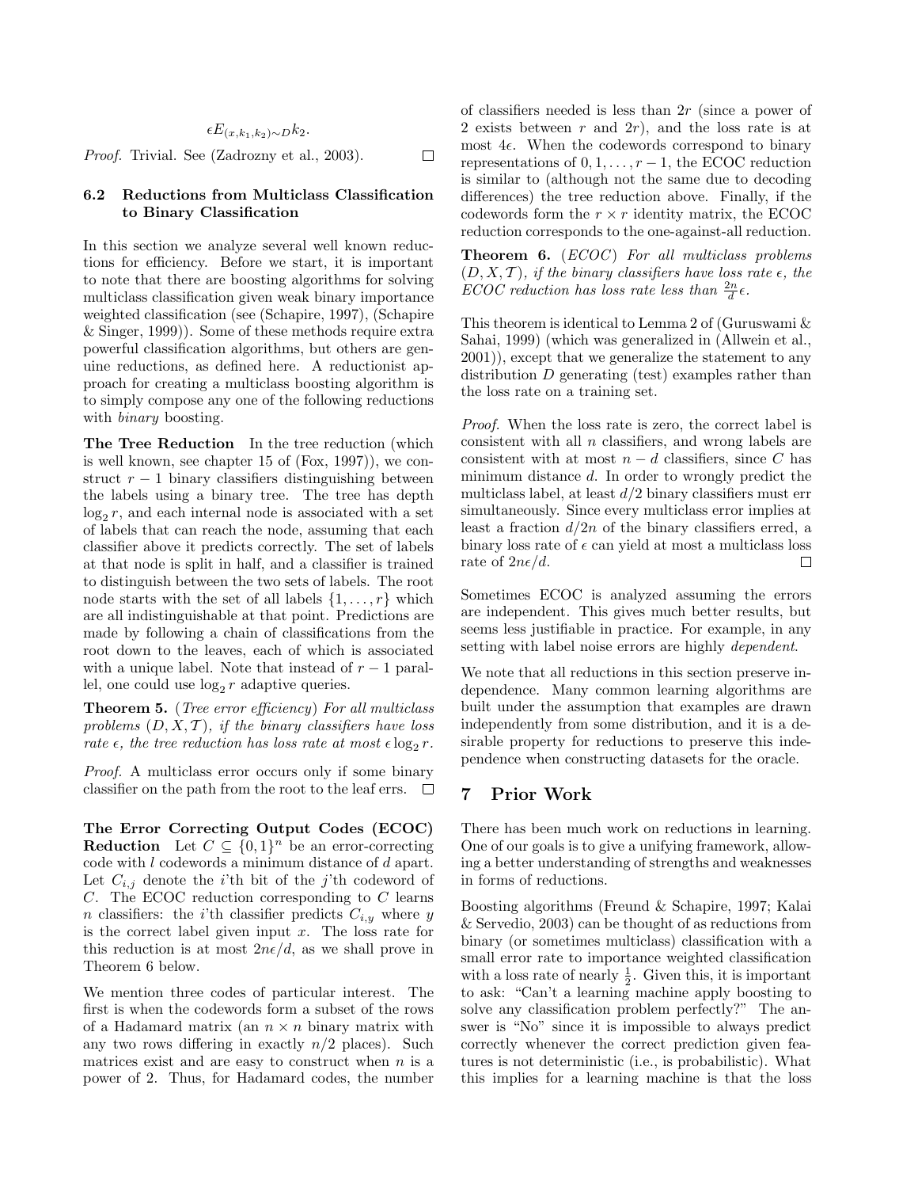$$\epsilon E_{(x,k_1,k_2)\sim D} k_2.$$

*Proof.* Trivial. See (Zadrozny et al., 2003). □

### 6.2 Reductions from Multiclass Classification to Binary Classification

In this section we analyze several well known reductions for efficiency. Before we start, it is important to note that there are boosting algorithms for solving multiclass classification given weak binary importance weighted classification (see (Schapire, 1997), (Schapire & Singer, 1999)). Some of these methods require extra powerful classification algorithms, but others are genuine reductions, as defined here. A reductionist approach for creating a multiclass boosting algorithm is to simply compose any one of the following reductions with *binary* boosting.

**The Tree Reduction** In the tree reduction (which is well known, see chapter 15 of (Fox, 1997)), we construct $r-1$ binary classifiers distinguishing between the labels using a binary tree. The tree has depth $\log_2 r$, and each internal node is associated with a set of labels that can reach the node, assuming that each classifier above it predicts correctly. The set of labels at that node is split in half, and a classifier is trained to distinguish between the two sets of labels. The root node starts with the set of all labels $\{1, \ldots, r\}$ which are all indistinguishable at that point. Predictions are made by following a chain of classifications from the root down to the leaves, each of which is associated with a unique label. Note that instead of $r-1$ parallel, one could use $\log_2 r$ adaptive queries.

**Theorem 5.** (*Tree error efficiency*) *For all multiclass problems $(D, X, \mathcal{T})$, if the binary classifiers have loss rate $\epsilon$, the tree reduction has loss rate at most $\epsilon \log_2 r$.*

*Proof.* A multiclass error occurs only if some binary classifier on the path from the root to the leaf errs. □

**The Error Correcting Output Codes (ECOC) Reduction** Let $C \subseteq \{0,1\}^n$ be an error-correcting code with $l$ codewords a minimum distance of $d$ apart. Let $C_{i,j}$ denote the $i$'th bit of the $j$'th codeword of $C$. The ECOC reduction corresponding to $C$ learns $n$ classifiers: the $i$'th classifier predicts $C_{i,y}$ where $y$ is the correct label given input $x$. The loss rate for this reduction is at most $2n\epsilon/d$, as we shall prove in Theorem 6 below.

We mention three codes of particular interest. The first is when the codewords form a subset of the rows of a Hadamard matrix (an $n \times n$ binary matrix with any two rows differing in exactly $n/2$ places). Such matrices exist and are easy to construct when $n$ is a power of 2. Thus, for Hadamard codes, the number of classifiers needed is less than $2r$ (since a power of 2 exists between $r$ and $2r$), and the loss rate is at most $4\epsilon$. When the codewords correspond to binary representations of $0, 1, \ldots, r-1$, the ECOC reduction is similar to (although not the same due to decoding differences) the tree reduction above. Finally, if the codewords form the $r \times r$ identity matrix, the ECOC reduction corresponds to the one-against-all reduction.

**Theorem 6.** (*ECOC*) *For all multiclass problems $(D, X, \mathcal{T})$, if the binary classifiers have loss rate $\epsilon$, the ECOC reduction has loss rate less than $\frac{2n}{d}\epsilon$.*

This theorem is identical to Lemma 2 of (Guruswami & Sahai, 1999) (which was generalized in (Allwein et al., 2001)), except that we generalize the statement to any distribution $D$ generating (test) examples rather than the loss rate on a training set.

*Proof.* When the loss rate is zero, the correct label is consistent with all $n$ classifiers, and wrong labels are consistent with at most $n-d$ classifiers, since $C$ has minimum distance $d$. In order to wrongly predict the multiclass label, at least $d/2$ binary classifiers must err simultaneously. Since every multiclass error implies at least a fraction $d/2n$ of the binary classifiers erred, a binary loss rate of $\epsilon$ can yield at most a multiclass loss rate of $2n\epsilon/d$. □

Sometimes ECOC is analyzed assuming the errors are independent. This gives much better results, but seems less justifiable in practice. For example, in any setting with label noise errors are highly *dependent*.

We note that all reductions in this section preserve independence. Many common learning algorithms are built under the assumption that examples are drawn independently from some distribution, and it is a desirable property for reductions to preserve this independence when constructing datasets for the oracle.

## 7 Prior Work

There has been much work on reductions in learning. One of our goals is to give a unifying framework, allowing a better understanding of strengths and weaknesses in forms of reductions.

Boosting algorithms (Freund & Schapire, 1997; Kalai & Servedio, 2003) can be thought of as reductions from binary (or sometimes multiclass) classification with a small error rate to importance weighted classification with a loss rate of nearly $\frac{1}{2}$. Given this, it is important to ask: "Can't a learning machine apply boosting to solve any classification problem perfectly?" The answer is "No" since it is impossible to always predict correctly whenever the correct prediction given features is not deterministic (i.e., is probabilistic). What this implies for a learning machine is that the loss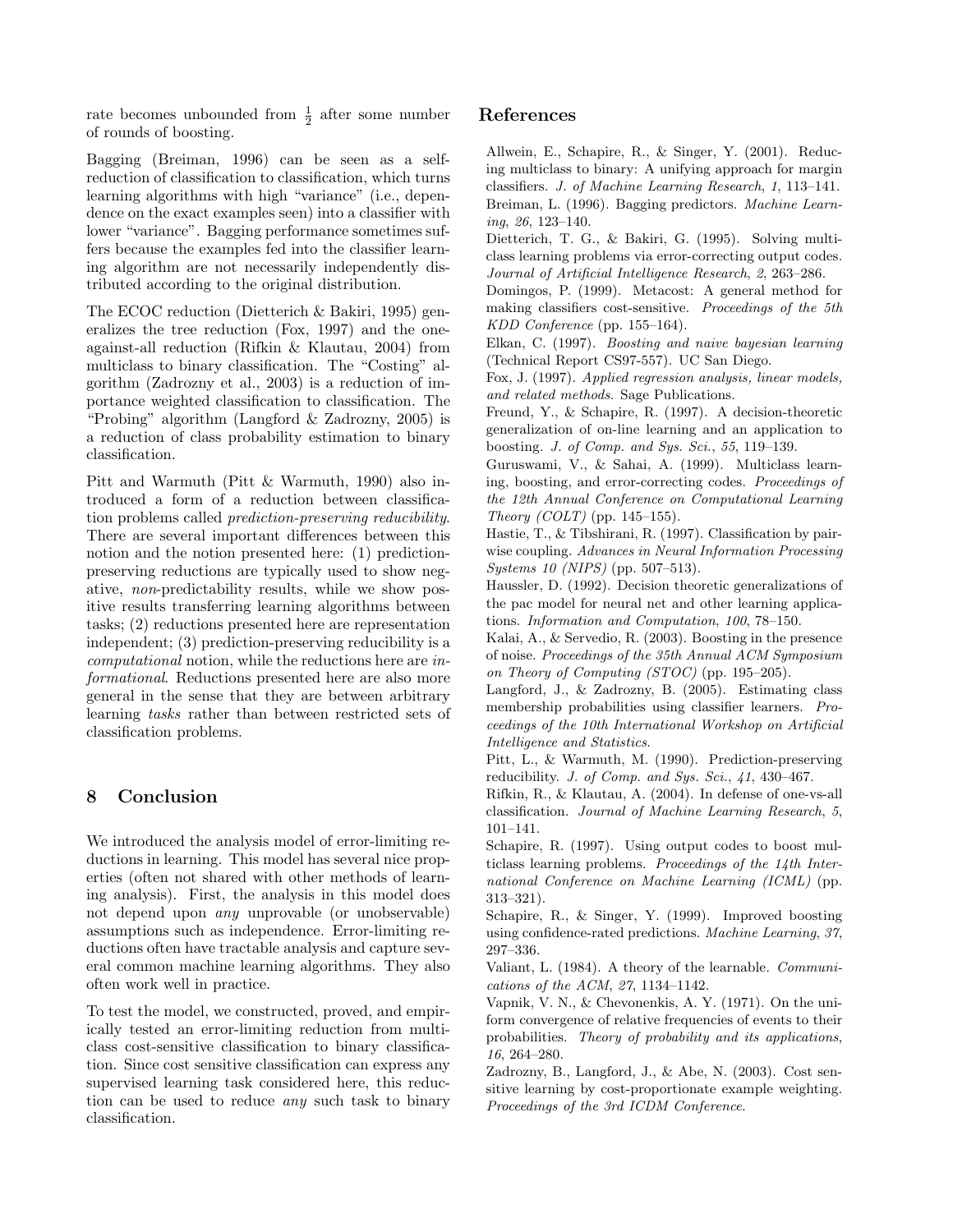rate becomes unbounded from $\frac{1}{2}$ after some number of rounds of boosting.

Bagging (Breiman, 1996) can be seen as a self-reduction of classification to classification, which turns learning algorithms with high "variance" (i.e., dependence on the exact examples seen) into a classifier with lower "variance". Bagging performance sometimes suffers because the examples fed into the classifier learning algorithm are not necessarily independently distributed according to the original distribution.

The ECOC reduction (Dietterich & Bakiri, 1995) generalizes the tree reduction (Fox, 1997) and the one-against-all reduction (Rifkin & Klautau, 2004) from multiclass to binary classification. The "Costing" algorithm (Zadrozny et al., 2003) is a reduction of importance weighted classification to classification. The "Probing" algorithm (Langford & Zadrozny, 2005) is a reduction of class probability estimation to binary classification.

Pitt and Warmuth (Pitt & Warmuth, 1990) also introduced a form of a reduction between classification problems called *prediction-preserving reducibility*. There are several important differences between this notion and the notion presented here: (1) prediction-preserving reductions are typically used to show negative, *non*-predictability results, while we show positive results transferring learning algorithms between tasks; (2) reductions presented here are representation independent; (3) prediction-preserving reducibility is a *computational* notion, while the reductions here are *informational*. Reductions presented here are also more general in the sense that they are between arbitrary learning *tasks* rather than between restricted sets of classification problems.

## 8 Conclusion

We introduced the analysis model of error-limiting reductions in learning. This model has several nice properties (often not shared with other methods of learning analysis). First, the analysis in this model does not depend upon *any* unprovable (or unobservable) assumptions such as independence. Error-limiting reductions often have tractable analysis and capture several common machine learning algorithms. They also often work well in practice.

To test the model, we constructed, proved, and empirically tested an error-limiting reduction from multiclass cost-sensitive classification to binary classification. Since cost sensitive classification can express any supervised learning task considered here, this reduction can be used to reduce *any* such task to binary classification.

## References

Allwein, E., Schapire, R., & Singer, Y. (2001). Reducing multiclass to binary: A unifying approach for margin classifiers. *J. of Machine Learning Research*, *1*, 113–141.

Breiman, L. (1996). Bagging predictors. *Machine Learning*, *26*, 123–140.

Dietterich, T. G., & Bakiri, G. (1995). Solving multiclass learning problems via error-correcting output codes. *Journal of Artificial Intelligence Research*, *2*, 263–286.

Domingos, P. (1999). Metacost: A general method for making classifiers cost-sensitive. *Proceedings of the 5th KDD Conference* (pp. 155–164).

Elkan, C. (1997). *Boosting and naive bayesian learning* (Technical Report CS97-557). UC San Diego.

Fox, J. (1997). *Applied regression analysis, linear models, and related methods*. Sage Publications.

Freund, Y., & Schapire, R. (1997). A decision-theoretic generalization of on-line learning and an application to boosting. *J. of Comp. and Sys. Sci.*, *55*, 119–139.

Guruswami, V., & Sahai, A. (1999). Multiclass learning, boosting, and error-correcting codes. *Proceedings of the 12th Annual Conference on Computational Learning Theory (COLT)* (pp. 145–155).

Hastie, T., & Tibshirani, R. (1997). Classification by pairwise coupling. *Advances in Neural Information Processing Systems 10 (NIPS)* (pp. 507–513).

Haussler, D. (1992). Decision theoretic generalizations of the pac model for neural net and other learning applications. *Information and Computation*, *100*, 78–150.

Kalai, A., & Servedio, R. (2003). Boosting in the presence of noise. *Proceedings of the 35th Annual ACM Symposium on Theory of Computing (STOC)* (pp. 195–205).

Langford, J., & Zadrozny, B. (2005). Estimating class membership probabilities using classifier learners. *Proceedings of the 10th International Workshop on Artificial Intelligence and Statistics*.

Pitt, L., & Warmuth, M. (1990). Prediction-preserving reducibility. *J. of Comp. and Sys. Sci.*, *41*, 430–467.

Rifkin, R., & Klautau, A. (2004). In defense of one-vs-all classification. *Journal of Machine Learning Research*, *5*, 101–141.

Schapire, R. (1997). Using output codes to boost multiclass learning problems. *Proceedings of the 14th International Conference on Machine Learning (ICML)* (pp. 313–321).

Schapire, R., & Singer, Y. (1999). Improved boosting using confidence-rated predictions. *Machine Learning*, *37*, 297–336.

Valiant, L. (1984). A theory of the learnable. *Communications of the ACM*, *27*, 1134–1142.

Vapnik, V. N., & Chevonenkis, A. Y. (1971). On the uniform convergence of relative frequencies of events to their probabilities. *Theory of probability and its applications*, *16*, 264–280.

Zadrozny, B., Langford, J., & Abe, N. (2003). Cost sensitive learning by cost-proportionate example weighting. *Proceedings of the 3rd ICDM Conference*.